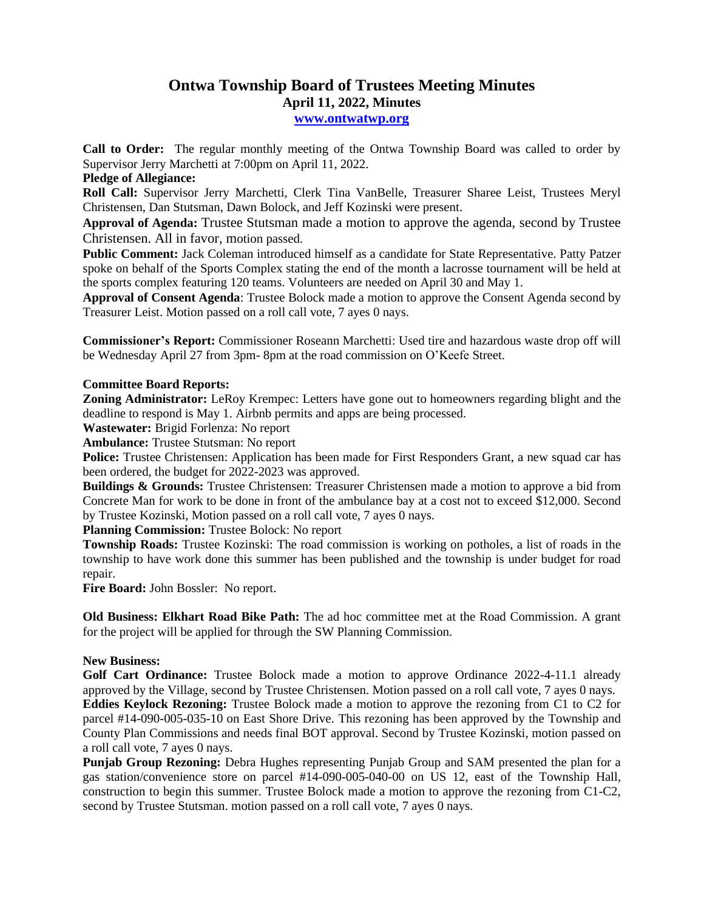# Ontwa Township Board of Trustees Meeting Minutes

## April 11, 2022, Minutes

[www.ontwatwp.org](http://www.ontwatwp.org)

**Call to Order:** The regular monthly meeting of the Ontwa Township Board was called to order by Supervisor Jerry Marchetti at 7:00pm on April 11, 2022.

**Pledge of Allegiance:**

**Roll Call:** Supervisor Jerry Marchetti, Clerk Tina VanBelle, Treasurer Sharee Leist, Trustees Meryl Christensen, Dan Stutsman, Dawn Bolock, and Jeff Kozinski were present.

**Approval of Agenda:** Trustee Stutsman made a motion to approve the agenda, second by Trustee Christensen. All in favor, motion passed.

**Public Comment:** Jack Coleman introduced himself as a candidate for State Representative. Patty Patzer spoke on behalf of the Sports Complex stating the end of the month a lacrosse tournament will be held at the sports complex featuring 120 teams. Volunteers are needed on April 30 and May 1.

**Approval of Consent Agenda**: Trustee Bolock made a motion to approve the Consent Agenda second by Treasurer Leist. Motion passed on a roll call vote, 7 ayes 0 nays.

**Commissioner's Report:** Commissioner Roseann Marchetti: Used tire and hazardous waste drop off will be Wednesday April 27 from 3pm- 8pm at the road commission on O'Keefe Street.

**Committee Board Reports:**

**Zoning Administrator:** LeRoy Krempec: Letters have gone out to homeowners regarding blight and the deadline to respond is May 1. Airbnb permits and apps are being processed.

**Wastewater:** Brigid Forlenza: No report

**Ambulance:** Trustee Stutsman: No report

**Police:** Trustee Christensen: Application has been made for First Responders Grant, a new squad car has been ordered, the budget for 2022-2023 was approved.

**Buildings & Grounds:** Trustee Christensen: Treasurer Christensen made a motion to approve a bid from Concrete Man for work to be done in front of the ambulance bay at a cost not to exceed $12,000. Second by Trustee Kozinski, Motion passed on a roll call vote, 7 ayes 0 nays.

**Planning Commission:** Trustee Bolock: No report

**Township Roads:** Trustee Kozinski: The road commission is working on potholes, a list of roads in the township to have work done this summer has been published and the township is under budget for road repair.

**Fire Board:** John Bossler: No report.

**Old Business: Elkhart Road Bike Path:** The ad hoc committee met at the Road Commission. A grant for the project will be applied for through the SW Planning Commission.

**New Business:**

**Golf Cart Ordinance:** Trustee Bolock made a motion to approve Ordinance 2022-4-11.1 already approved by the Village, second by Trustee Christensen. Motion passed on a roll call vote, 7 ayes 0 nays.

**Eddies Keylock Rezoning:** Trustee Bolock made a motion to approve the rezoning from C1 to C2 for parcel #14-090-005-035-10 on East Shore Drive. This rezoning has been approved by the Township and County Plan Commissions and needs final BOT approval. Second by Trustee Kozinski, motion passed on a roll call vote, 7 ayes 0 nays.

**Punjab Group Rezoning:** Debra Hughes representing Punjab Group and SAM presented the plan for a gas station/convenience store on parcel #14-090-005-040-00 on US 12, east of the Township Hall, construction to begin this summer. Trustee Bolock made a motion to approve the rezoning from C1-C2, second by Trustee Stutsman. motion passed on a roll call vote, 7 ayes 0 nays.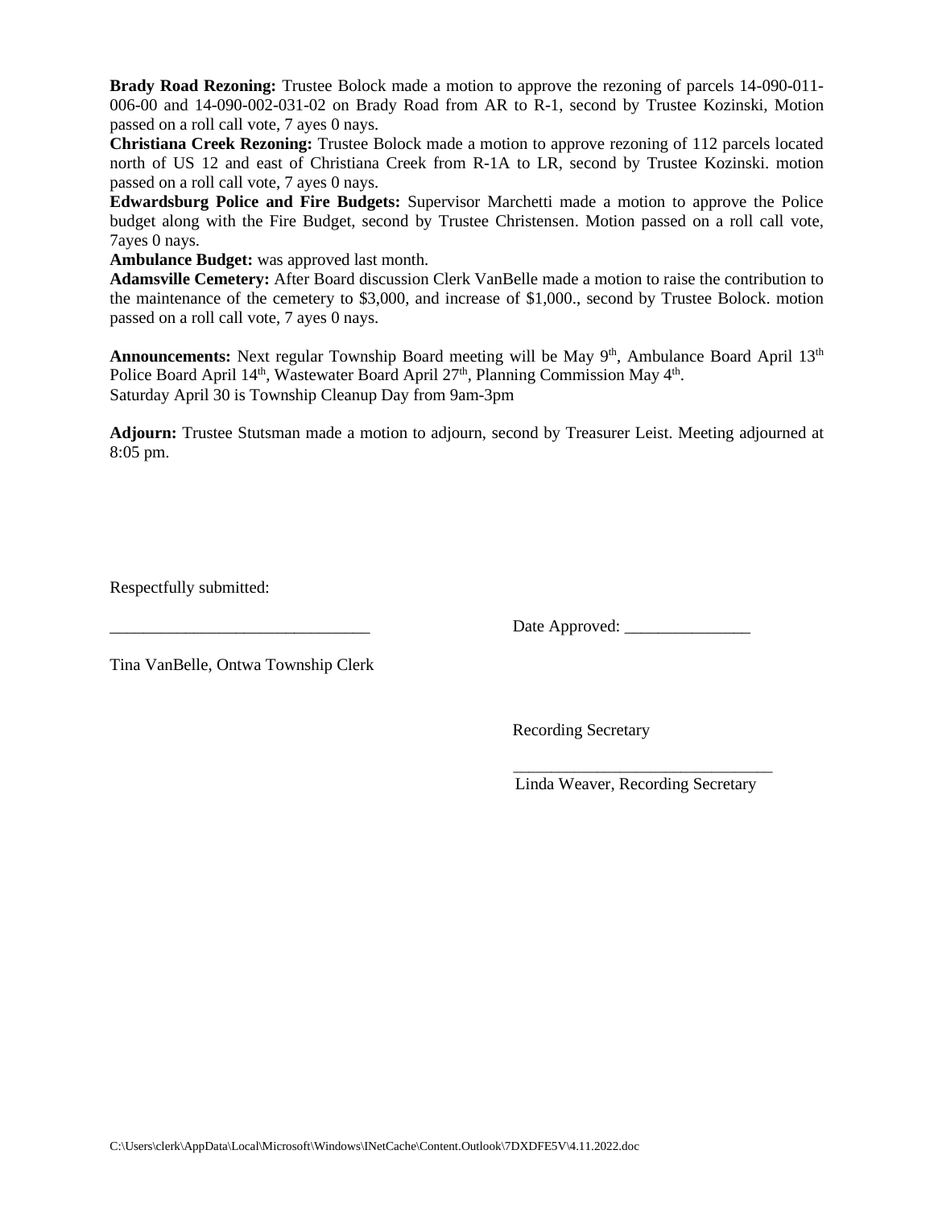**Brady Road Rezoning:** Trustee Bolock made a motion to approve the rezoning of parcels 14-090-011-006-00 and 14-090-002-031-02 on Brady Road from AR to R-1, second by Trustee Kozinski, Motion passed on a roll call vote, 7 ayes 0 nays.

**Christiana Creek Rezoning:** Trustee Bolock made a motion to approve rezoning of 112 parcels located north of US 12 and east of Christiana Creek from R-1A to LR, second by Trustee Kozinski. motion passed on a roll call vote, 7 ayes 0 nays.

**Edwardsburg Police and Fire Budgets:** Supervisor Marchetti made a motion to approve the Police budget along with the Fire Budget, second by Trustee Christensen. Motion passed on a roll call vote, 7ayes 0 nays.

**Ambulance Budget:** was approved last month.

**Adamsville Cemetery:** After Board discussion Clerk VanBelle made a motion to raise the contribution to the maintenance of the cemetery to $3,000, and increase of $1,000., second by Trustee Bolock. motion passed on a roll call vote, 7 ayes 0 nays.

**Announcements:** Next regular Township Board meeting will be May 9th, Ambulance Board April 13th Police Board April 14th, Wastewater Board April 27th, Planning Commission May 4th.
Saturday April 30 is Township Cleanup Day from 9am-3pm

**Adjourn:** Trustee Stutsman made a motion to adjourn, second by Treasurer Leist. Meeting adjourned at 8:05 pm.

Respectfully submitted:

_______________________________ Date Approved: _______________

Tina VanBelle, Ontwa Township Clerk

Recording Secretary

_______________________________
Linda Weaver, Recording Secretary

C:\Users\clerk\AppData\Local\Microsoft\Windows\INetCache\Content.Outlook\7DXDFE5V\4.11.2022.doc